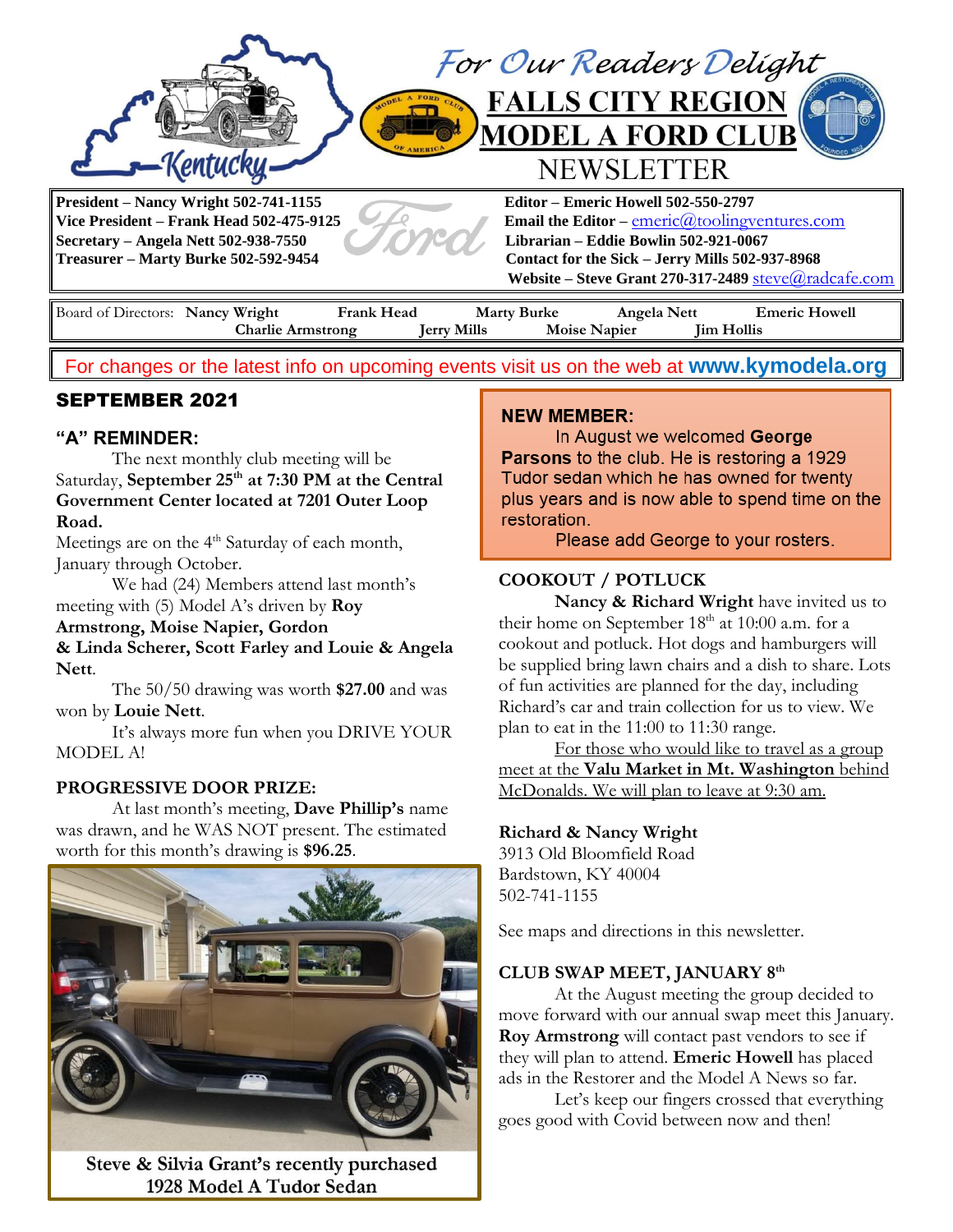# For Our Readers Delight

# FALLS CITY REGION MODEL A FORD CLUB NEWSLETTER

**President – Nancy Wright 502-741-1155**
**Vice President – Frank Head 502-475-9125**
**Secretary – Angela Nett 502-938-7550**
**Treasurer – Marty Burke 502-592-9454**

**Editor – Emeric Howell 502-550-2797**
**Email the Editor –** emeric@toolingventures.com
**Librarian – Eddie Bowlin 502-921-0067**
**Contact for the Sick – Jerry Mills 502-937-8968**
**Website – Steve Grant 270-317-2489** steve@radcafe.com

Board of Directors: **Nancy Wright**, **Frank Head**, **Marty Burke**, **Angela Nett**, **Emeric Howell**, **Charlie Armstrong**, **Jerry Mills**, **Moise Napier**, **Jim Hollis**

For changes or the latest info on upcoming events visit us on the web at **www.kymodela.org**

## SEPTEMBER 2021

### "A" REMINDER:

The next monthly club meeting will be Saturday, **September 25th at 7:30 PM at the Central Government Center located at 7201 Outer Loop Road.**

Meetings are on the 4th Saturday of each month, January through October.

We had (24) Members attend last month's meeting with (5) Model A's driven by **Roy Armstrong, Moise Napier, Gordon & Linda Scherer, Scott Farley and Louie & Angela Nett**.

The 50/50 drawing was worth **$27.00** and was won by **Louie Nett**.

It's always more fun when you DRIVE YOUR MODEL A!

### PROGRESSIVE DOOR PRIZE:

At last month's meeting, **Dave Phillip's** name was drawn, and he WAS NOT present. The estimated worth for this month's drawing is **$96.25**.

**Steve & Silvia Grant's recently purchased 1928 Model A Tudor Sedan**

### NEW MEMBER:

In August we welcomed **George Parsons** to the club. He is restoring a 1929 Tudor sedan which he has owned for twenty plus years and is now able to spend time on the restoration.

Please add George to your rosters.

### COOKOUT / POTLUCK

**Nancy & Richard Wright** have invited us to their home on September 18th at 10:00 a.m. for a cookout and potluck. Hot dogs and hamburgers will be supplied bring lawn chairs and a dish to share. Lots of fun activities are planned for the day, including Richard's car and train collection for us to view. We plan to eat in the 11:00 to 11:30 range.

For those who would like to travel as a group meet at the **Valu Market in Mt. Washington** behind McDonalds. We will plan to leave at 9:30 am.

**Richard & Nancy Wright**
3913 Old Bloomfield Road
Bardstown, KY 40004
502-741-1155

See maps and directions in this newsletter.

### CLUB SWAP MEET, JANUARY 8th

At the August meeting the group decided to move forward with our annual swap meet this January. **Roy Armstrong** will contact past vendors to see if they will plan to attend. **Emeric Howell** has placed ads in the Restorer and the Model A News so far.

Let's keep our fingers crossed that everything goes good with Covid between now and then!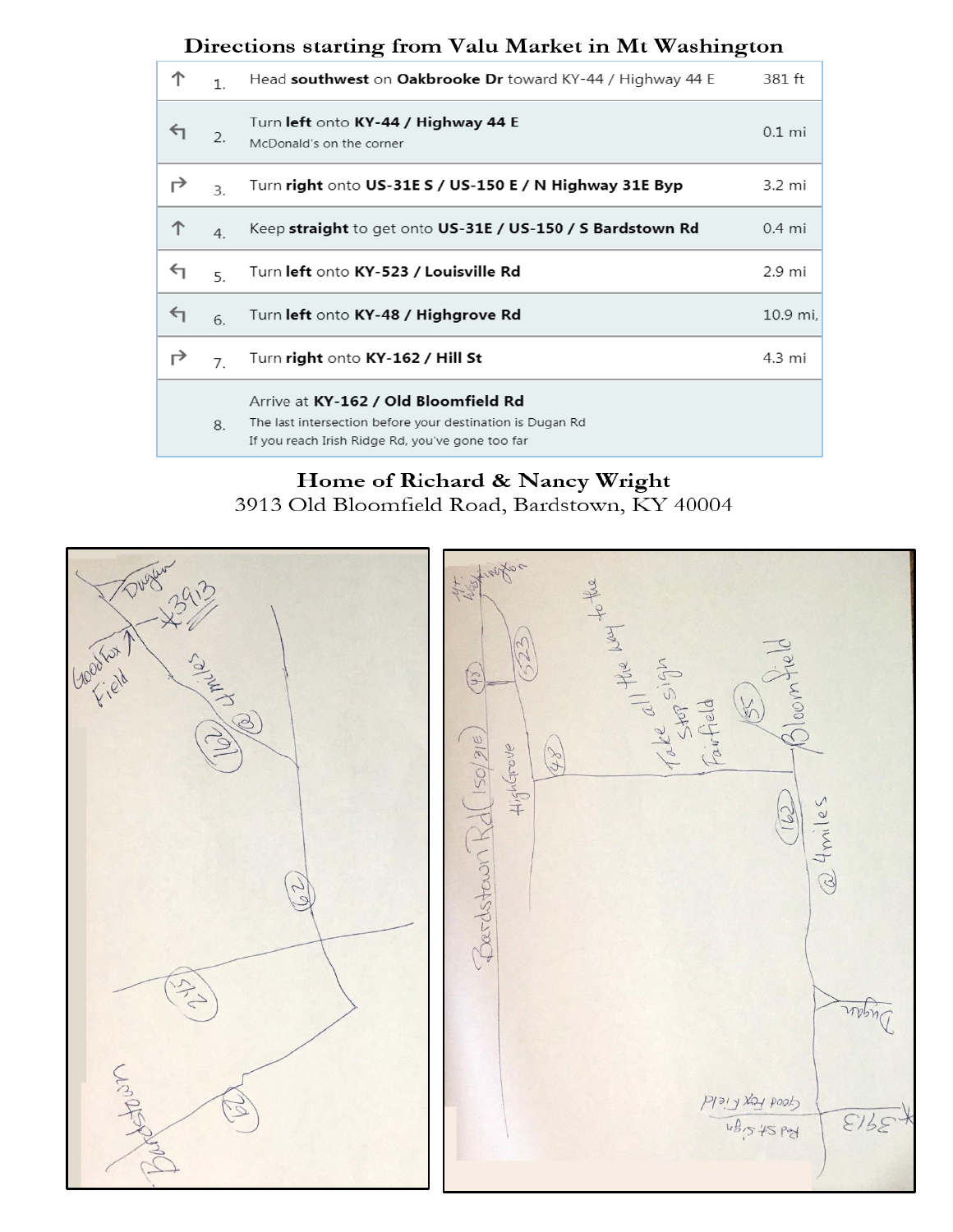# Directions starting from Valu Market in Mt Washington

| | | | |
|---|---|---|---|
| ↑ | 1. | Head **southwest** on **Oakbrooke Dr** toward KY-44 / Highway 44 E | 381 ft |
| ↰ | 2. | Turn **left** onto **KY-44 / Highway 44 E**<br>McDonald's on the corner | 0.1 mi |
| ↱ | 3. | Turn **right** onto **US-31E S / US-150 E / N Highway 31E Byp** | 3.2 mi |
| ↑ | 4. | Keep **straight** to get onto **US-31E / US-150 / S Bardstown Rd** | 0.4 mi |
| ↰ | 5. | Turn **left** onto **KY-523 / Louisville Rd** | 2.9 mi |
| ↰ | 6. | Turn **left** onto **KY-48 / Highgrove Rd** | 10.9 mi, |
| ↱ | 7. | Turn **right** onto **KY-162 / Hill St** | 4.3 mi |
| | 8. | Arrive at **KY-162 / Old Bloomfield Rd**<br>The last intersection before your destination is Dugan Rd<br>If you reach Irish Ridge Rd, you've gone too far | |

## Home of Richard & Nancy Wright

3913 Old Bloomfield Road, Bardstown, KY 40004

Dugan
*3913
Good Fox Field
162 @ 4 miles
62
245
62
Bardstown

Mt Washington
523
48
Bardstown Rd (150/31E)
HighGrove
48
Take all the way to the Stop sign
Fairfield
55
Bloomfield
162
@ 4miles
Dugan
Good Fox Field
Rd st sign
*3913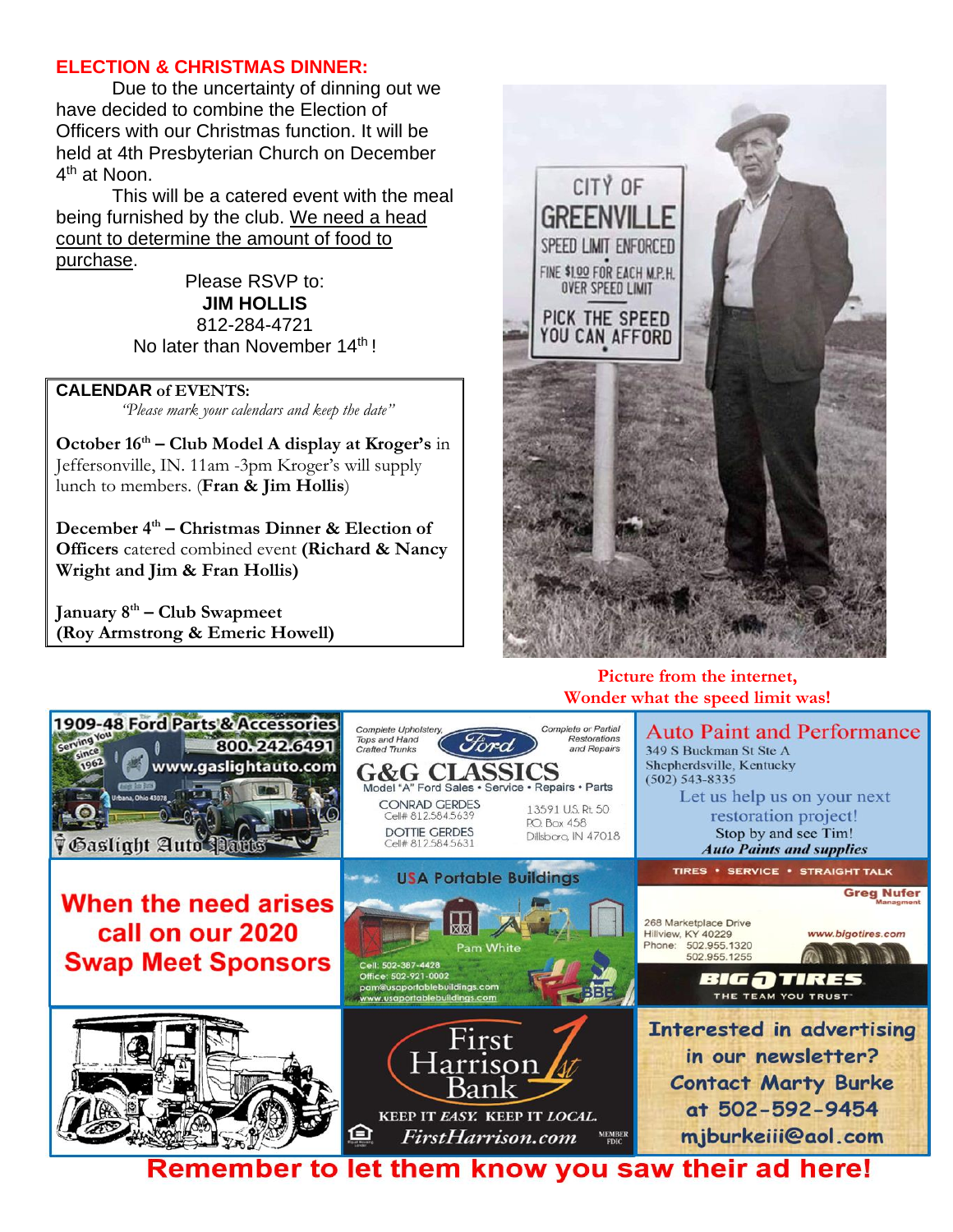## ELECTION & CHRISTMAS DINNER:

Due to the uncertainty of dinning out we have decided to combine the Election of Officers with our Christmas function. It will be held at 4th Presbyterian Church on December 4th at Noon.

This will be a catered event with the meal being furnished by the club. We need a head count to determine the amount of food to purchase.

Please RSVP to:
**JIM HOLLIS**
812-284-4721
No later than November 14th !

**CALENDAR of EVENTS:**

*"Please mark your calendars and keep the date"*

**October 16th – Club Model A display at Kroger's** in Jeffersonville, IN. 11am -3pm Kroger's will supply lunch to members. (**Fran & Jim Hollis**)

**December 4th – Christmas Dinner & Election of Officers** catered combined event **(Richard & Nancy Wright and Jim & Fran Hollis)**

**January 8th – Club Swapmeet**
**(Roy Armstrong & Emeric Howell)**

CITY OF GREENVILLE
SPEED LIMIT ENFORCED
FINE $1.00 FOR EACH M.P.H. OVER SPEED LIMIT
PICK THE SPEED YOU CAN AFFORD

Picture from the internet,
Wonder what the speed limit was!

1909-48 Ford Parts & Accessories
Serving You since 1962
800.242.6491
www.gaslightauto.com
Urbana, Ohio 43078
Gaslight Auto Parts

Complete Upholstery, Tops and Hand Crafted Trunks
Ford
Complete or Partial Restorations and Repairs
G&G CLASSICS
Model "A" Ford Sales • Service • Repairs • Parts
CONRAD GERDES Cell# 812.584.5639
DOTTIE GERDES Cell# 812.584.5631
13591 U.S. Rt. 50
P.O. Box 458
Dillsboro, IN 47018

Auto Paint and Performance
349 S Buckman St Ste A
Shepherdsville, Kentucky
(502) 543-8335
Let us help us on your next restoration project!
Stop by and see Tim!
*Auto Paints and supplies*

**When the need arises call on our 2020 Swap Meet Sponsors**

USA Portable Buildings
Pam White
Cell: 502-387-4428
Office: 502-921-0002
pam@usaportablebuildings.com
www.usaportablebuildings.com

TIRES • SERVICE • STRAIGHT TALK
Greg Nufer
Management
268 Marketplace Drive
Hillview, KY 40229
Phone: 502.955.1320
502.955.1255
www.bigotires.com
BIG O TIRES
THE TEAM YOU TRUST

First Harrison Bank
KEEP IT *EASY.* KEEP IT *LOCAL.*
*FirstHarrison.com*
MEMBER FDIC

Interested in advertising in our newsletter?
Contact Marty Burke
at 502-592-9454
mjburkeiii@aol.com

**Remember to let them know you saw their ad here!**